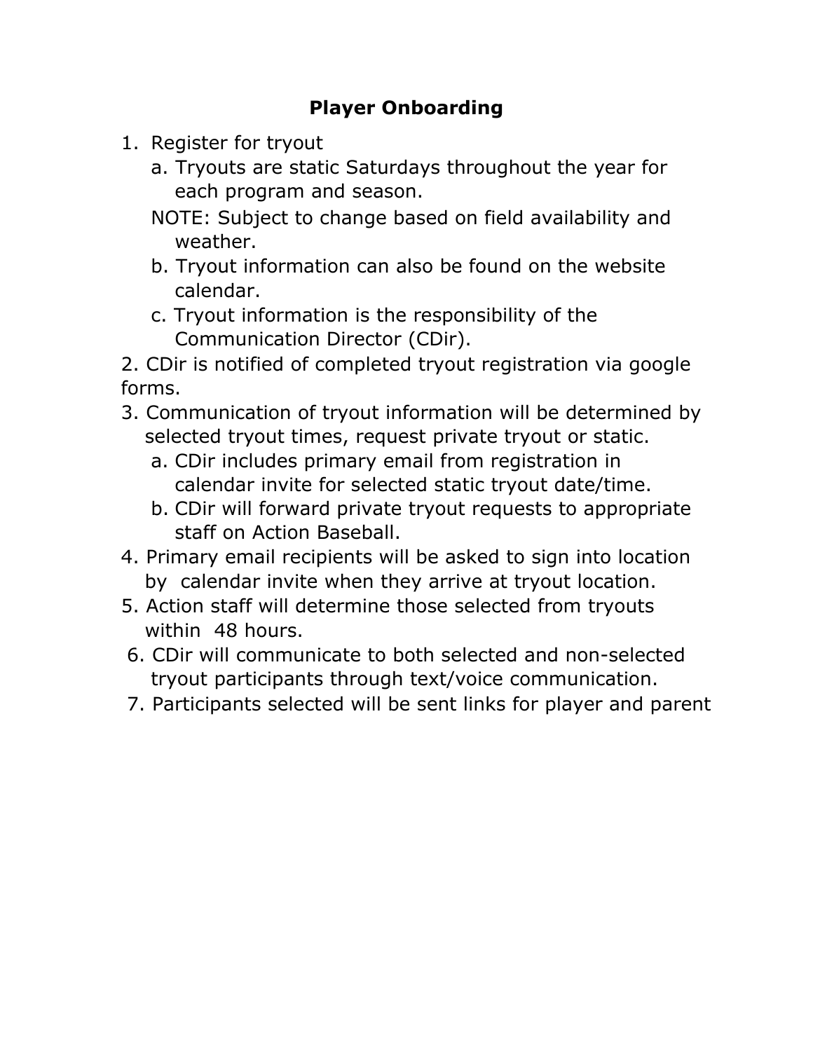# Player Onboarding

1. Register for tryout
   a. Tryouts are static Saturdays throughout the year for each program and season.
   NOTE: Subject to change based on field availability and weather.
   b. Tryout information can also be found on the website calendar.
   c. Tryout information is the responsibility of the Communication Director (CDir).
2. CDir is notified of completed tryout registration via google forms.
3. Communication of tryout information will be determined by selected tryout times, request private tryout or static.
   a. CDir includes primary email from registration in calendar invite for selected static tryout date/time.
   b. CDir will forward private tryout requests to appropriate staff on Action Baseball.
4. Primary email recipients will be asked to sign into location by calendar invite when they arrive at tryout location.
5. Action staff will determine those selected from tryouts within 48 hours.
6. CDir will communicate to both selected and non-selected tryout participants through text/voice communication.
7. Participants selected will be sent links for player and parent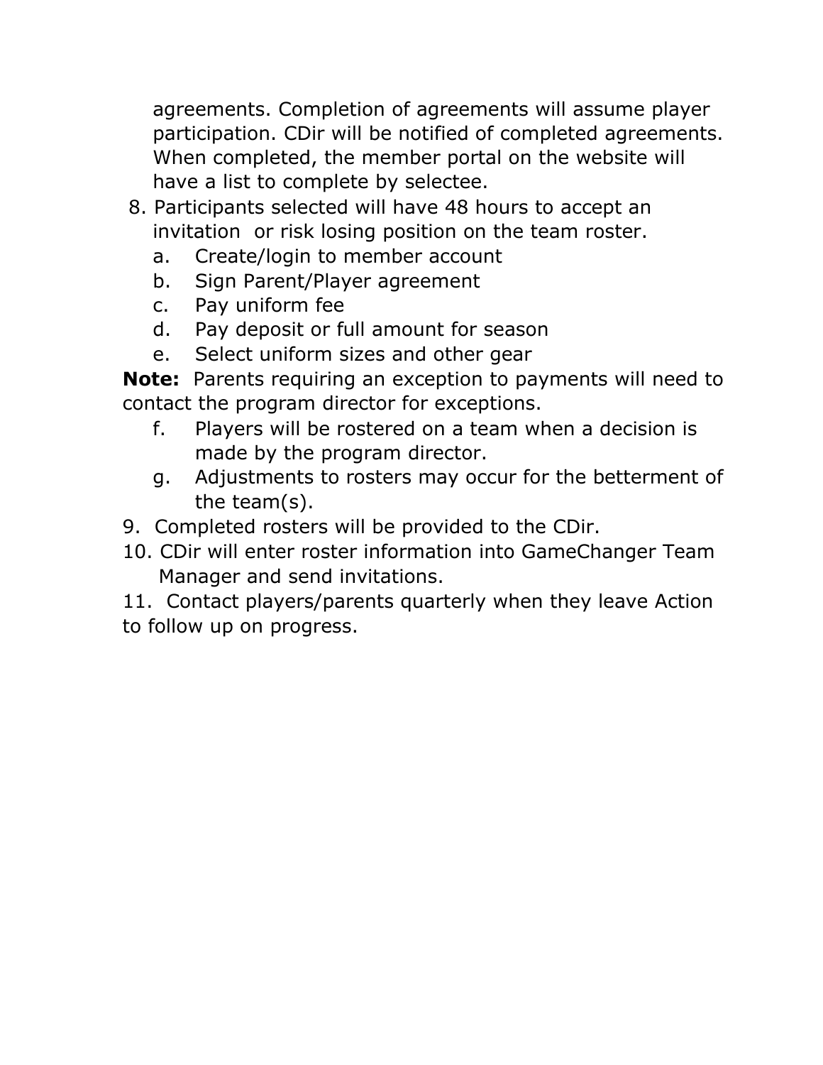agreements. Completion of agreements will assume player participation. CDir will be notified of completed agreements. When completed, the member portal on the website will have a list to complete by selectee.

8. Participants selected will have 48 hours to accept an invitation or risk losing position on the team roster.
   a. Create/login to member account
   b. Sign Parent/Player agreement
   c. Pay uniform fee
   d. Pay deposit or full amount for season
   e. Select uniform sizes and other gear

**Note:** Parents requiring an exception to payments will need to contact the program director for exceptions.

   f. Players will be rostered on a team when a decision is made by the program director.
   g. Adjustments to rosters may occur for the betterment of the team(s).

9. Completed rosters will be provided to the CDir.
10. CDir will enter roster information into GameChanger Team Manager and send invitations.
11. Contact players/parents quarterly when they leave Action to follow up on progress.